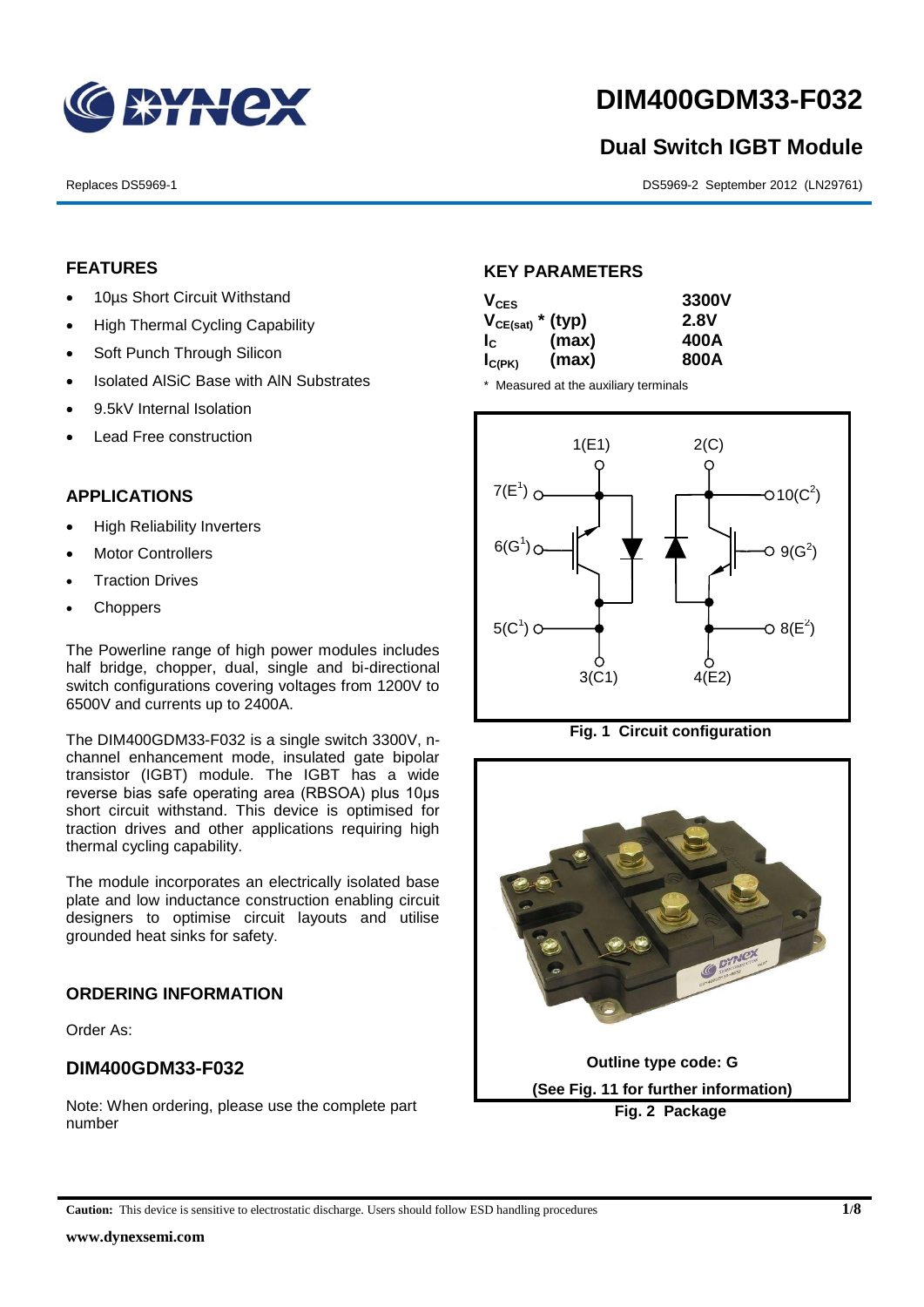# DIM400GDM33-F032

## Dual Switch IGBT Module

Replaces DS5969-1

DS5969-2 September 2012 (LN29761)

### FEATURES

- 10µs Short Circuit Withstand
- High Thermal Cycling Capability
- Soft Punch Through Silicon
- Isolated AlSiC Base with AlN Substrates
- 9.5kV Internal Isolation
- Lead Free construction

### APPLICATIONS

- High Reliability Inverters
- Motor Controllers
- Traction Drives
- Choppers

The Powerline range of high power modules includes half bridge, chopper, dual, single and bi-directional switch configurations covering voltages from 1200V to 6500V and currents up to 2400A.

The DIM400GDM33-F032 is a single switch 3300V, n-channel enhancement mode, insulated gate bipolar transistor (IGBT) module. The IGBT has a wide reverse bias safe operating area (RBSOA) plus 10µs short circuit withstand. This device is optimised for traction drives and other applications requiring high thermal cycling capability.

The module incorporates an electrically isolated base plate and low inductance construction enabling circuit designers to optimise circuit layouts and utilise grounded heat sinks for safety.

### ORDERING INFORMATION

Order As:

### DIM400GDM33-F032

Note: When ordering, please use the complete part number

### KEY PARAMETERS

| | | |
|---|---|---|
| $V_{CES}$ | | 3300V |
| $V_{CE(sat)}$ * | (typ) | 2.8V |
| $I_C$ | (max) | 400A |
| $I_{C(PK)}$ | (max) | 800A |

\* Measured at the auxiliary terminals

Fig. 1 Circuit configuration

Outline type code: G

(See Fig. 11 for further information)

Fig. 2 Package

**Caution:** This device is sensitive to electrostatic discharge. Users should follow ESD handling procedures

www.dynexsemi.com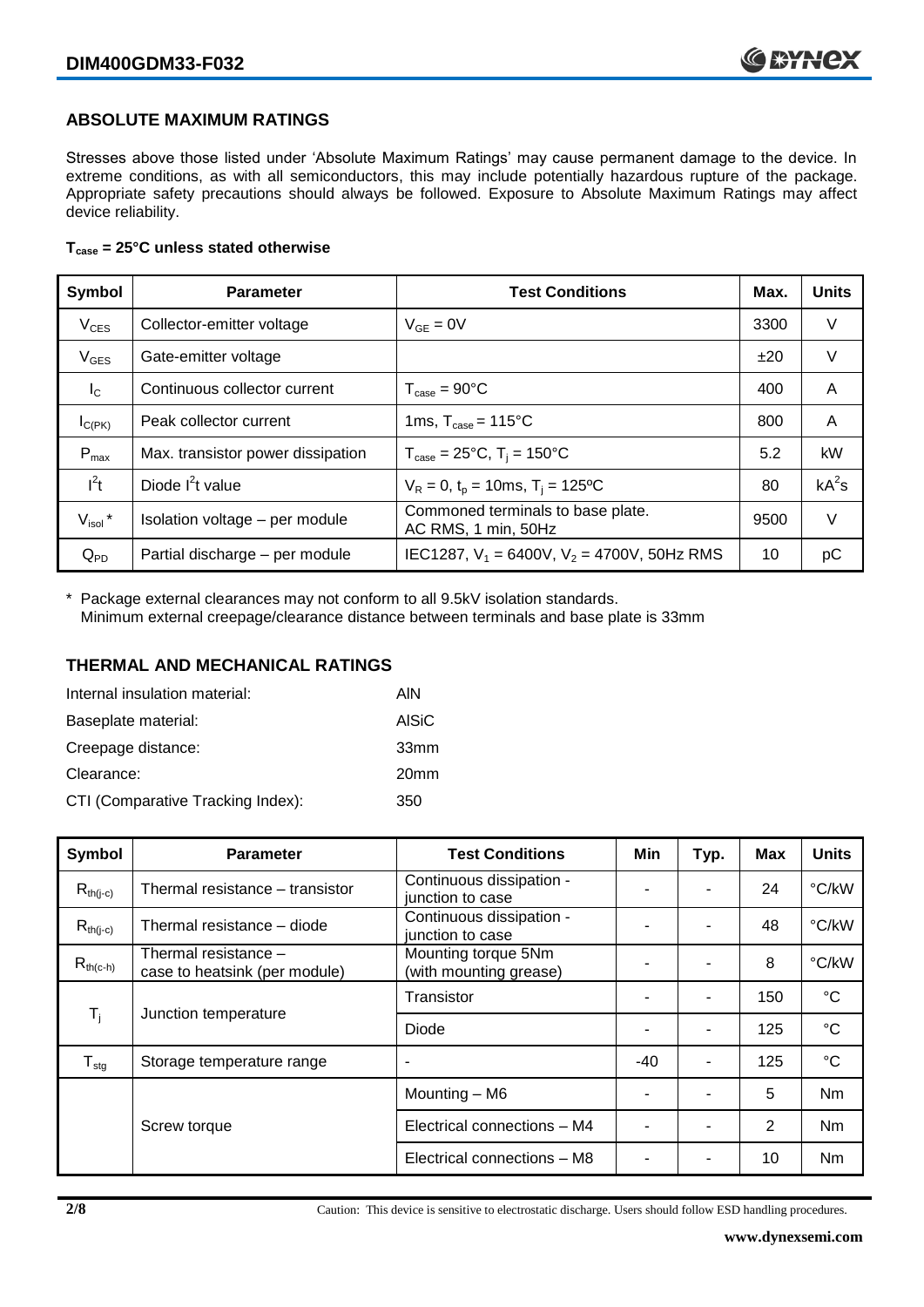## ABSOLUTE MAXIMUM RATINGS

Stresses above those listed under 'Absolute Maximum Ratings' may cause permanent damage to the device. In extreme conditions, as with all semiconductors, this may include potentially hazardous rupture of the package. Appropriate safety precautions should always be followed. Exposure to Absolute Maximum Ratings may affect device reliability.

**$T_{case}$ = 25°C unless stated otherwise**

| Symbol | Parameter | Test Conditions | Max. | Units |
|---|---|---|---|---|
| $V_{CES}$ | Collector-emitter voltage | $V_{GE} = 0V$ | 3300 | V |
| $V_{GES}$ | Gate-emitter voltage | | ±20 | V |
| $I_C$ | Continuous collector current | $T_{case} = 90°C$ | 400 | A |
| $I_{C(PK)}$ | Peak collector current | 1ms, $T_{case} = 115°C$ | 800 | A |
| $P_{max}$ | Max. transistor power dissipation | $T_{case} = 25°C$, $T_j = 150°C$ | 5.2 | kW |
| $I^2t$ | Diode $I^2t$ value | $V_R = 0$, $t_p = 10ms$, $T_j = 125°C$ | 80 | $kA^2s$ |
| $V_{isol}$ * | Isolation voltage – per module | Commoned terminals to base plate. AC RMS, 1 min, 50Hz | 9500 | V |
| $Q_{PD}$ | Partial discharge – per module | IEC1287, $V_1 = 6400V$, $V_2 = 4700V$, 50Hz RMS | 10 | pC |

\* Package external clearances may not conform to all 9.5kV isolation standards.
Minimum external creepage/clearance distance between terminals and base plate is 33mm

## THERMAL AND MECHANICAL RATINGS

| | |
|---|---|
| Internal insulation material: | AlN |
| Baseplate material: | AlSiC |
| Creepage distance: | 33mm |
| Clearance: | 20mm |
| CTI (Comparative Tracking Index): | 350 |

| Symbol | Parameter | Test Conditions | Min | Typ. | Max | Units |
|---|---|---|---|---|---|---|
| $R_{th(j-c)}$ | Thermal resistance – transistor | Continuous dissipation - junction to case | - | - | 24 | °C/kW |
| $R_{th(j-c)}$ | Thermal resistance – diode | Continuous dissipation - junction to case | - | - | 48 | °C/kW |
| $R_{th(c-h)}$ | Thermal resistance – case to heatsink (per module) | Mounting torque 5Nm (with mounting grease) | - | - | 8 | °C/kW |
| $T_j$ | Junction temperature | Transistor | - | - | 150 | °C |
| | | Diode | - | - | 125 | °C |
| $T_{stg}$ | Storage temperature range | - | -40 | - | 125 | °C |
| | Screw torque | Mounting – M6 | - | - | 5 | Nm |
| | | Electrical connections – M4 | - | - | 2 | Nm |
| | | Electrical connections – M8 | - | - | 10 | Nm |

Caution: This device is sensitive to electrostatic discharge. Users should follow ESD handling procedures.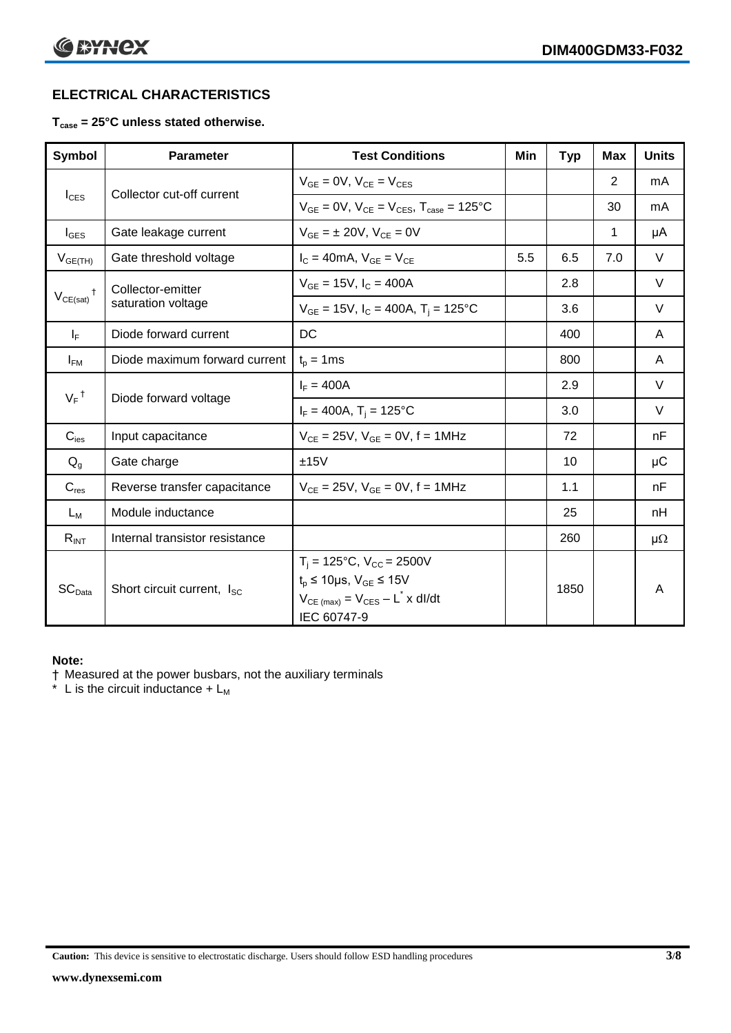## ELECTRICAL CHARACTERISTICS

**$T_{case}$ = 25°C unless stated otherwise.**

| Symbol | Parameter | Test Conditions | Min | Typ | Max | Units |
|---|---|---|---|---|---|---|
| $I_{CES}$ | Collector cut-off current | $V_{GE}$ = 0V, $V_{CE}$ = $V_{CES}$ | | | 2 | mA |
| | | $V_{GE}$ = 0V, $V_{CE}$ = $V_{CES}$, $T_{case}$ = 125°C | | | 30 | mA |
| $I_{GES}$ | Gate leakage current | $V_{GE}$ = ± 20V, $V_{CE}$ = 0V | | | 1 | μA |
| $V_{GE(TH)}$ | Gate threshold voltage | $I_C$ = 40mA, $V_{GE}$ = $V_{CE}$ | 5.5 | 6.5 | 7.0 | V |
| $V_{CE(sat)}$ † | Collector-emitter saturation voltage | $V_{GE}$ = 15V, $I_C$ = 400A | | 2.8 | | V |
| | | $V_{GE}$ = 15V, $I_C$ = 400A, $T_j$ = 125°C | | 3.6 | | V |
| $I_F$ | Diode forward current | DC | | 400 | | A |
| $I_{FM}$ | Diode maximum forward current | $t_p$ = 1ms | | 800 | | A |
| $V_F$ † | Diode forward voltage | $I_F$ = 400A | | 2.9 | | V |
| | | $I_F$ = 400A, $T_j$ = 125°C | | 3.0 | | V |
| $C_{ies}$ | Input capacitance | $V_{CE}$ = 25V, $V_{GE}$ = 0V, f = 1MHz | | 72 | | nF |
| $Q_g$ | Gate charge | ±15V | | 10 | | μC |
| $C_{res}$ | Reverse transfer capacitance | $V_{CE}$ = 25V, $V_{GE}$ = 0V, f = 1MHz | | 1.1 | | nF |
| $L_M$ | Module inductance | | | 25 | | nH |
| $R_{INT}$ | Internal transistor resistance | | | 260 | | μΩ |
| $SC_{Data}$ | Short circuit current, $I_{SC}$ | $T_j$ = 125°C, $V_{CC}$ = 2500V<br>$t_p$ ≤ 10μs, $V_{GE}$ ≤ 15V<br>$V_{CE(max)} = V_{CES} - L^* \times dI/dt$<br>IEC 60747-9 | | 1850 | | A |

**Note:**

† Measured at the power busbars, not the auxiliary terminals

\* L is the circuit inductance + $L_M$

**Caution:** This device is sensitive to electrostatic discharge. Users should follow ESD handling procedures

www.dynexsemi.com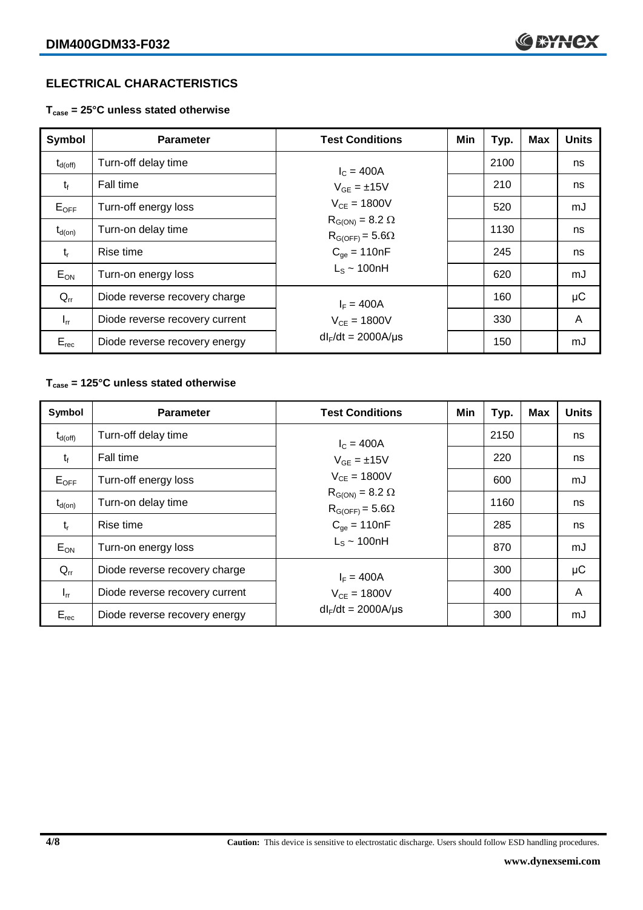## ELECTRICAL CHARACTERISTICS

**$T_{case}$ = 25°C unless stated otherwise**

| Symbol | Parameter | Test Conditions | Min | Typ. | Max | Units |
|---|---|---|---|---|---|---|
| $t_{d(off)}$ | Turn-off delay time | $I_C$ = 400A | | 2100 | | ns |
| $t_f$ | Fall time | $V_{GE}$ = ±15V | | 210 | | ns |
| $E_{OFF}$ | Turn-off energy loss | $V_{CE}$ = 1800V | | 520 | | mJ |
| $t_{d(on)}$ | Turn-on delay time | $R_{G(ON)}$ = 8.2 Ω, $R_{G(OFF)}$ = 5.6Ω | | 1130 | | ns |
| $t_r$ | Rise time | $C_{ge}$ = 110nF | | 245 | | ns |
| $E_{ON}$ | Turn-on energy loss | $L_S$ ~ 100nH | | 620 | | mJ |
| $Q_{rr}$ | Diode reverse recovery charge | $I_F$ = 400A | | 160 | | μC |
| $I_{rr}$ | Diode reverse recovery current | $V_{CE}$ = 1800V | | 330 | | A |
| $E_{rec}$ | Diode reverse recovery energy | $dI_F/dt$ = 2000A/μs | | 150 | | mJ |

**$T_{case}$ = 125°C unless stated otherwise**

| Symbol | Parameter | Test Conditions | Min | Typ. | Max | Units |
|---|---|---|---|---|---|---|
| $t_{d(off)}$ | Turn-off delay time | $I_C$ = 400A | | 2150 | | ns |
| $t_f$ | Fall time | $V_{GE}$ = ±15V | | 220 | | ns |
| $E_{OFF}$ | Turn-off energy loss | $V_{CE}$ = 1800V | | 600 | | mJ |
| $t_{d(on)}$ | Turn-on delay time | $R_{G(ON)}$ = 8.2 Ω, $R_{G(OFF)}$ = 5.6Ω | | 1160 | | ns |
| $t_r$ | Rise time | $C_{ge}$ = 110nF | | 285 | | ns |
| $E_{ON}$ | Turn-on energy loss | $L_S$ ~ 100nH | | 870 | | mJ |
| $Q_{rr}$ | Diode reverse recovery charge | $I_F$ = 400A | | 300 | | μC |
| $I_{rr}$ | Diode reverse recovery current | $V_{CE}$ = 1800V | | 400 | | A |
| $E_{rec}$ | Diode reverse recovery energy | $dI_F/dt$ = 2000A/μs | | 300 | | mJ |

**Caution:** This device is sensitive to electrostatic discharge. Users should follow ESD handling procedures.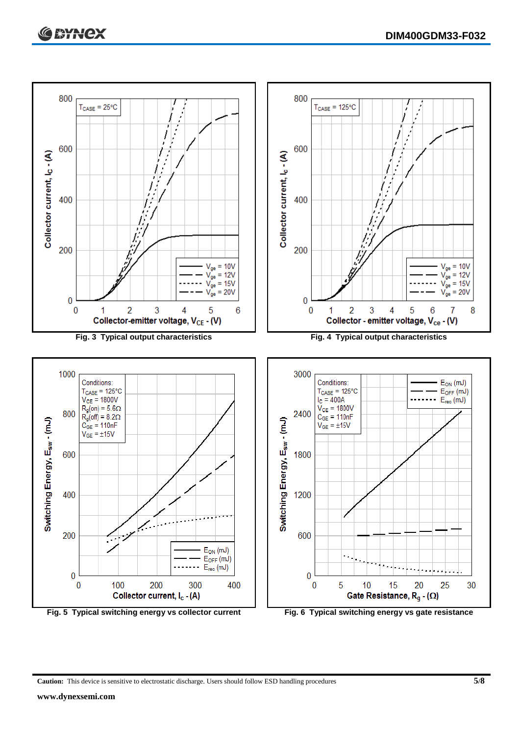Fig. 3 Typical output characteristics

Fig. 4 Typical output characteristics

Fig. 5 Typical switching energy vs collector current

Fig. 6 Typical switching energy vs gate resistance

**Caution:** This device is sensitive to electrostatic discharge. Users should follow ESD handling procedures

**www.dynexsemi.com**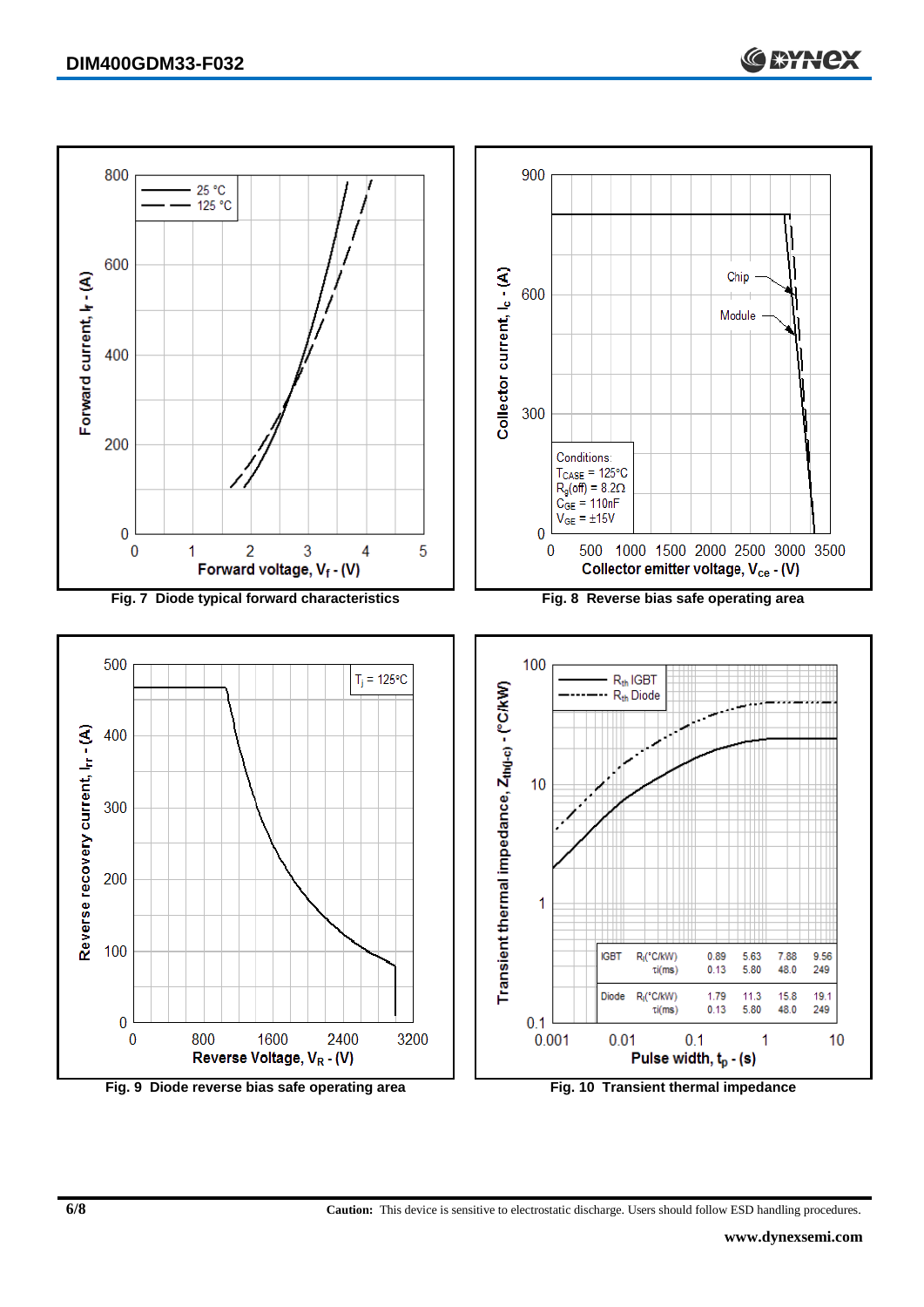Fig. 7 Diode typical forward characteristics

Fig. 8 Reverse bias safe operating area

Conditions:
$T_{CASE}$ = 125°C
$R_g(off)$ = 8.2Ω
$C_{GE}$ = 110nF
$V_{GE}$ = ±15V

Fig. 9 Diode reverse bias safe operating area

| | | | | | |
|---|---|---|---|---|---|
| IGBT | $R_i$(°C/kW) | 0.89 | 5.63 | 7.88 | 9.56 |
| | $\tau_i$(ms) | 0.13 | 5.80 | 48.0 | 249 |
| Diode | $R_i$(°C/kW) | 1.79 | 11.3 | 15.8 | 19.1 |
| | $\tau_i$(ms) | 0.13 | 5.80 | 48.0 | 249 |

Fig. 10 Transient thermal impedance

**Caution:** This device is sensitive to electrostatic discharge. Users should follow ESD handling procedures.

**www.dynexsemi.com**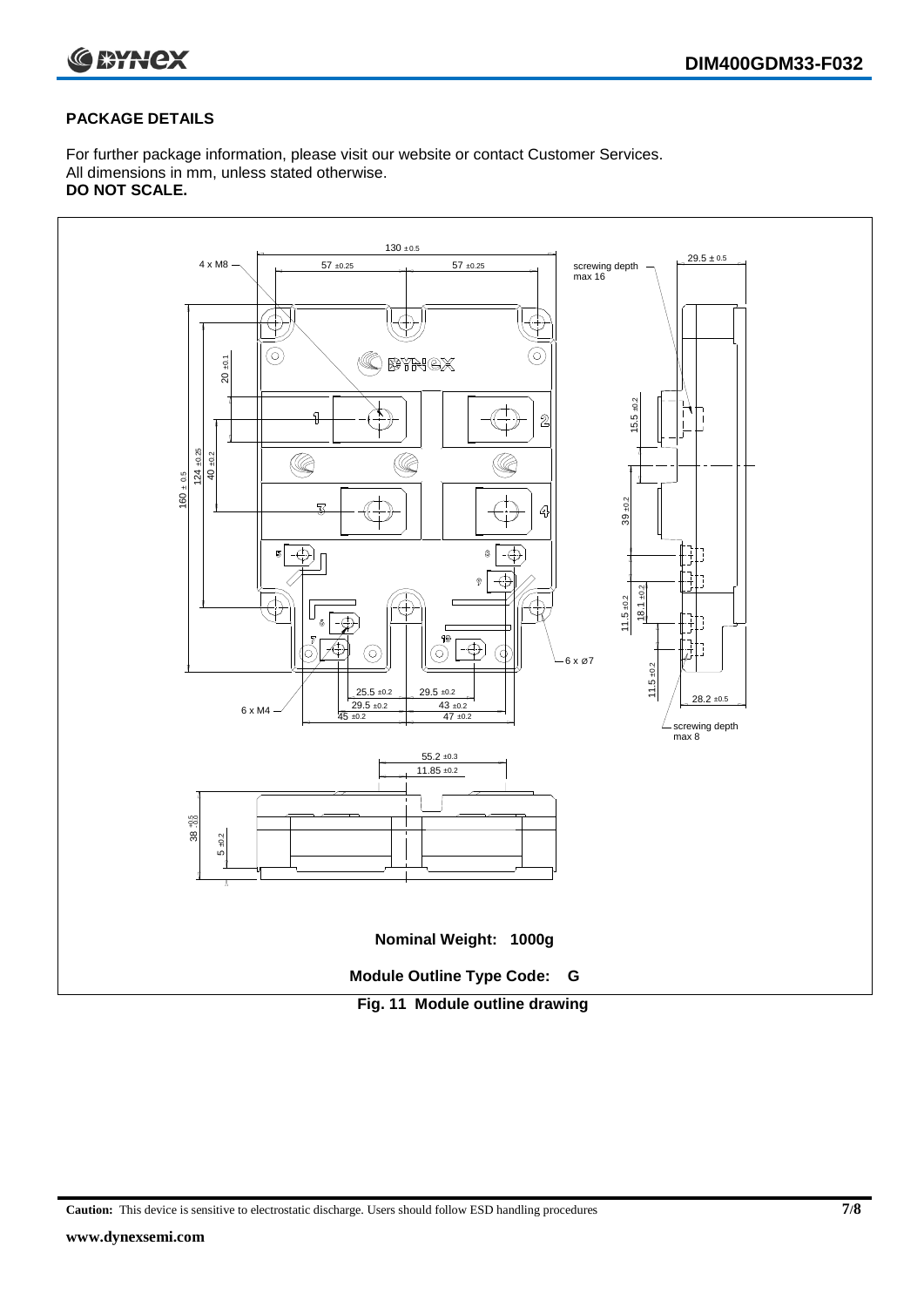## PACKAGE DETAILS

For further package information, please visit our website or contact Customer Services.
All dimensions in mm, unless stated otherwise.
**DO NOT SCALE.**

**Nominal Weight: 1000g**

**Module Outline Type Code: G**

**Fig. 11 Module outline drawing**

**Caution:** This device is sensitive to electrostatic discharge. Users should follow ESD handling procedures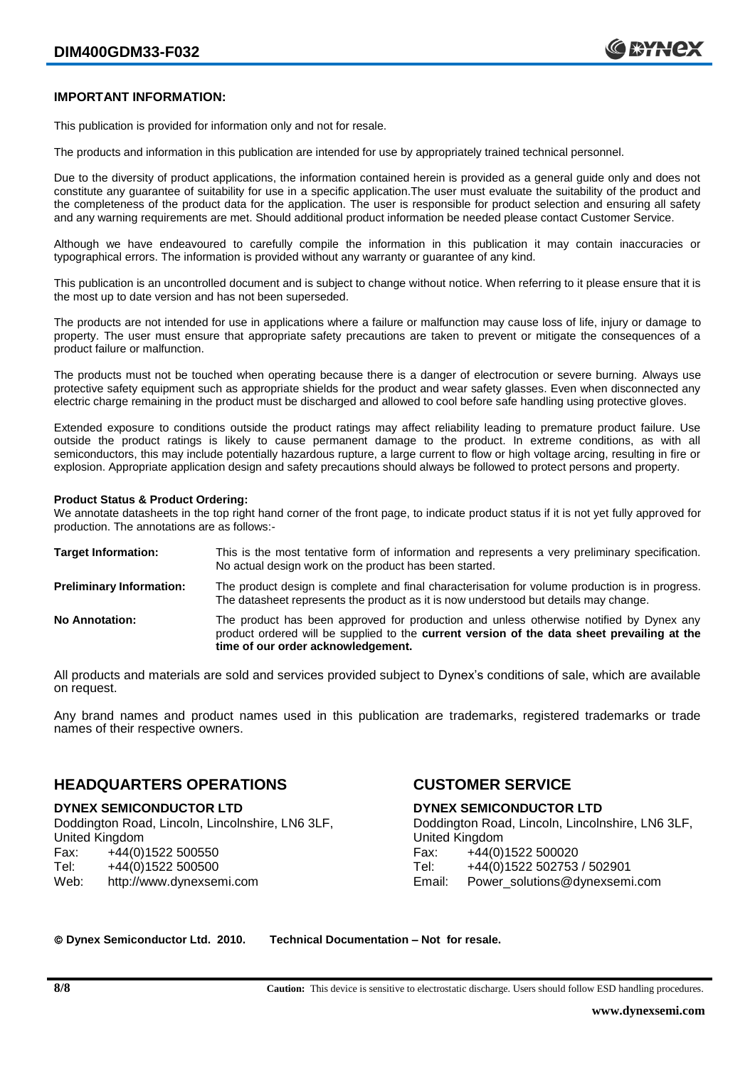**IMPORTANT INFORMATION:**

This publication is provided for information only and not for resale.

The products and information in this publication are intended for use by appropriately trained technical personnel.

Due to the diversity of product applications, the information contained herein is provided as a general guide only and does not constitute any guarantee of suitability for use in a specific application.The user must evaluate the suitability of the product and the completeness of the product data for the application. The user is responsible for product selection and ensuring all safety and any warning requirements are met. Should additional product information be needed please contact Customer Service.

Although we have endeavoured to carefully compile the information in this publication it may contain inaccuracies or typographical errors. The information is provided without any warranty or guarantee of any kind.

This publication is an uncontrolled document and is subject to change without notice. When referring to it please ensure that it is the most up to date version and has not been superseded.

The products are not intended for use in applications where a failure or malfunction may cause loss of life, injury or damage to property. The user must ensure that appropriate safety precautions are taken to prevent or mitigate the consequences of a product failure or malfunction.

The products must not be touched when operating because there is a danger of electrocution or severe burning. Always use protective safety equipment such as appropriate shields for the product and wear safety glasses. Even when disconnected any electric charge remaining in the product must be discharged and allowed to cool before safe handling using protective gloves.

Extended exposure to conditions outside the product ratings may affect reliability leading to premature product failure. Use outside the product ratings is likely to cause permanent damage to the product. In extreme conditions, as with all semiconductors, this may include potentially hazardous rupture, a large current to flow or high voltage arcing, resulting in fire or explosion. Appropriate application design and safety precautions should always be followed to protect persons and property.

**Product Status & Product Ordering:**

We annotate datasheets in the top right hand corner of the front page, to indicate product status if it is not yet fully approved for production. The annotations are as follows:-

**Target Information:** This is the most tentative form of information and represents a very preliminary specification. No actual design work on the product has been started.

**Preliminary Information:** The product design is complete and final characterisation for volume production is in progress. The datasheet represents the product as it is now understood but details may change.

**No Annotation:** The product has been approved for production and unless otherwise notified by Dynex any product ordered will be supplied to the **current version of the data sheet prevailing at the time of our order acknowledgement.**

All products and materials are sold and services provided subject to Dynex's conditions of sale, which are available on request.

Any brand names and product names used in this publication are trademarks, registered trademarks or trade names of their respective owners.

## HEADQUARTERS OPERATIONS

**DYNEX SEMICONDUCTOR LTD**

Doddington Road, Lincoln, Lincolnshire, LN6 3LF,
United Kingdom
Fax: +44(0)1522 500550
Tel: +44(0)1522 500500
Web: http://www.dynexsemi.com

## CUSTOMER SERVICE

**DYNEX SEMICONDUCTOR LTD**

Doddington Road, Lincoln, Lincolnshire, LN6 3LF,
United Kingdom
Fax: +44(0)1522 500020
Tel: +44(0)1522 502753 / 502901
Email: Power_solutions@dynexsemi.com

**© Dynex Semiconductor Ltd. 2010. Technical Documentation – Not for resale.**

**Caution:** This device is sensitive to electrostatic discharge. Users should follow ESD handling procedures.